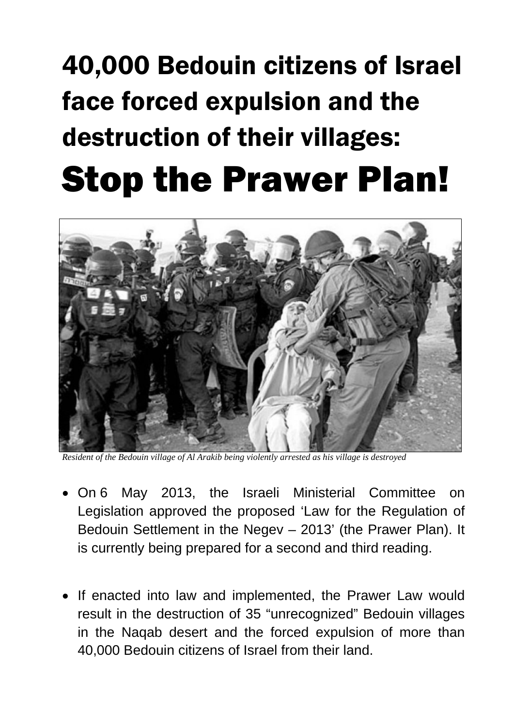# 40,000 Bedouin citizens of Israel face forced expulsion and the destruction of their villages:

# Stop the Prawer Plan!

*Resident of the Bedouin village of Al Arakib being violently arrested as his village is destroyed*

- On 6 May 2013, the Israeli Ministerial Committee on Legislation approved the proposed 'Law for the Regulation of Bedouin Settlement in the Negev – 2013' (the Prawer Plan). It is currently being prepared for a second and third reading.

- If enacted into law and implemented, the Prawer Law would result in the destruction of 35 "unrecognized" Bedouin villages in the Naqab desert and the forced expulsion of more than 40,000 Bedouin citizens of Israel from their land.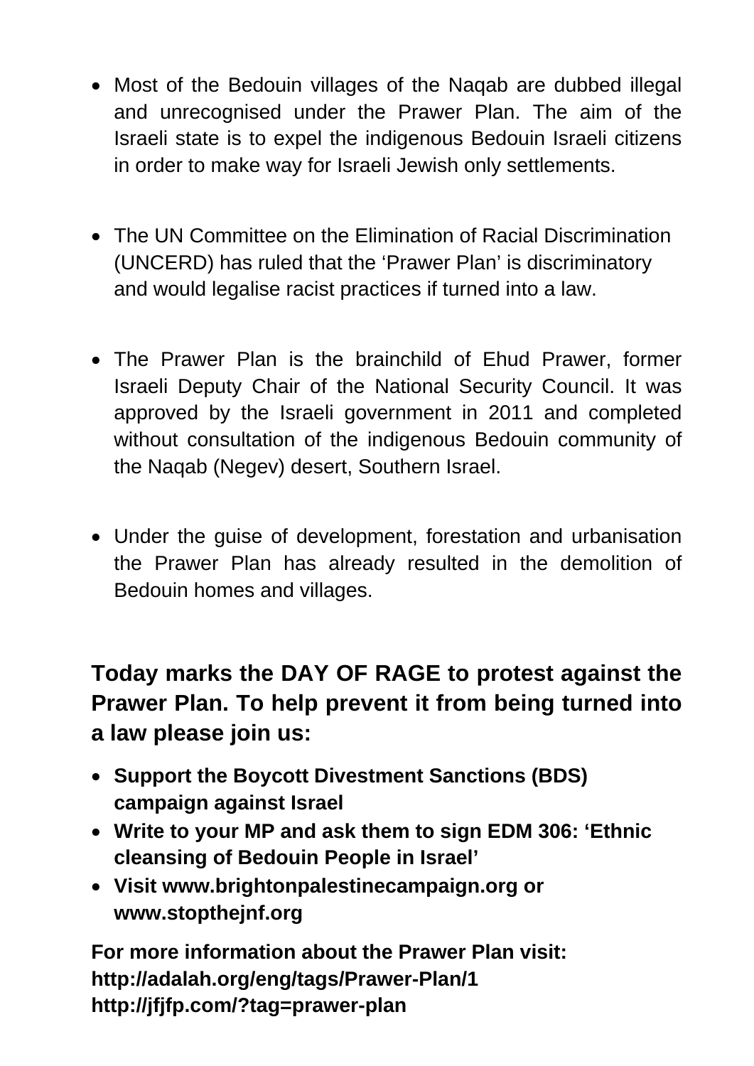- Most of the Bedouin villages of the Naqab are dubbed illegal and unrecognised under the Prawer Plan. The aim of the Israeli state is to expel the indigenous Bedouin Israeli citizens in order to make way for Israeli Jewish only settlements.

- The UN Committee on the Elimination of Racial Discrimination (UNCERD) has ruled that the 'Prawer Plan' is discriminatory and would legalise racist practices if turned into a law.

- The Prawer Plan is the brainchild of Ehud Prawer, former Israeli Deputy Chair of the National Security Council. It was approved by the Israeli government in 2011 and completed without consultation of the indigenous Bedouin community of the Naqab (Negev) desert, Southern Israel.

- Under the guise of development, forestation and urbanisation the Prawer Plan has already resulted in the demolition of Bedouin homes and villages.

**Today marks the DAY OF RAGE to protest against the Prawer Plan. To help prevent it from being turned into a law please join us:**

- **Support the Boycott Divestment Sanctions (BDS) campaign against Israel**
- **Write to your MP and ask them to sign EDM 306: 'Ethnic cleansing of Bedouin People in Israel'**
- **Visit www.brightonpalestinecampaign.org or www.stopthejnf.org**

**For more information about the Prawer Plan visit:**
**http://adalah.org/eng/tags/Prawer-Plan/1**
**http://jfjfp.com/?tag=prawer-plan**